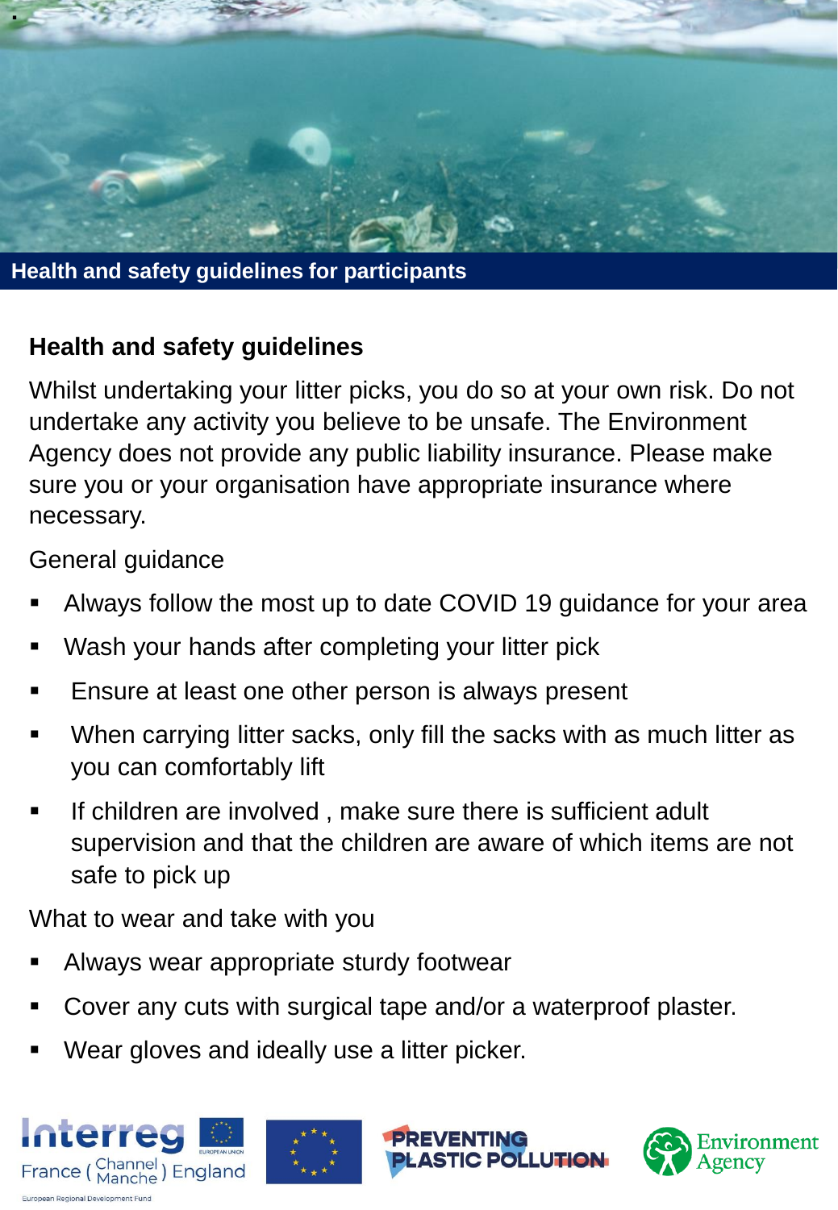## Health and safety guidelines for participants

### Health and safety guidelines

Whilst undertaking your litter picks, you do so at your own risk. Do not undertake any activity you believe to be unsafe. The Environment Agency does not provide any public liability insurance. Please make sure you or your organisation have appropriate insurance where necessary.

General guidance

- Always follow the most up to date COVID 19 guidance for your area
- Wash your hands after completing your litter pick
- Ensure at least one other person is always present
- When carrying litter sacks, only fill the sacks with as much litter as you can comfortably lift
- If children are involved , make sure there is sufficient adult supervision and that the children are aware of which items are not safe to pick up

What to wear and take with you

- Always wear appropriate sturdy footwear
- Cover any cuts with surgical tape and/or a waterproof plaster.
- Wear gloves and ideally use a litter picker.

Interreg France (Channel Manche) England — European Regional Development Fund | PREVENTING PLASTIC POLLUTION | Environment Agency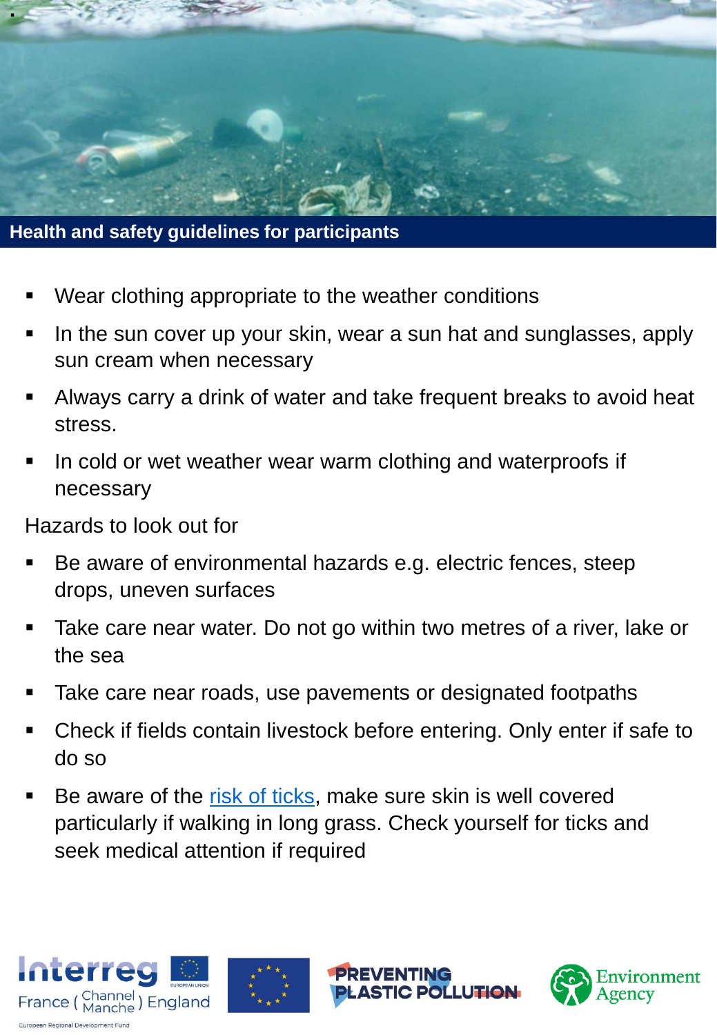## Health and safety guidelines for participants

- Wear clothing appropriate to the weather conditions
- In the sun cover up your skin, wear a sun hat and sunglasses, apply sun cream when necessary
- Always carry a drink of water and take frequent breaks to avoid heat stress.
- In cold or wet weather wear warm clothing and waterproofs if necessary

Hazards to look out for

- Be aware of environmental hazards e.g. electric fences, steep drops, uneven surfaces
- Take care near water. Do not go within two metres of a river, lake or the sea
- Take care near roads, use pavements or designated footpaths
- Check if fields contain livestock before entering. Only enter if safe to do so
- Be aware of the risk of ticks, make sure skin is well covered particularly if walking in long grass. Check yourself for ticks and seek medical attention if required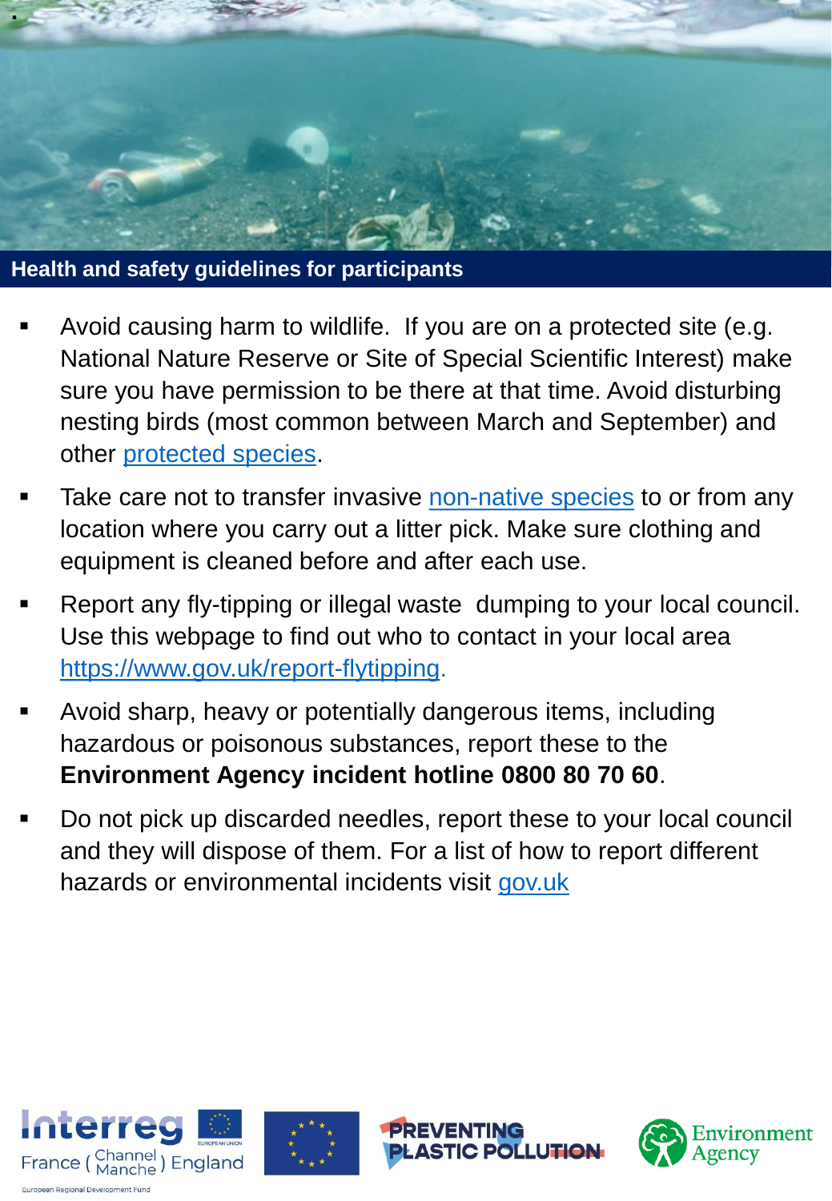## Health and safety guidelines for participants

- Avoid causing harm to wildlife. If you are on a protected site (e.g. National Nature Reserve or Site of Special Scientific Interest) make sure you have permission to be there at that time. Avoid disturbing nesting birds (most common between March and September) and other protected species.
- Take care not to transfer invasive non-native species to or from any location where you carry out a litter pick. Make sure clothing and equipment is cleaned before and after each use.
- Report any fly-tipping or illegal waste dumping to your local council. Use this webpage to find out who to contact in your local area https://www.gov.uk/report-flytipping.
- Avoid sharp, heavy or potentially dangerous items, including hazardous or poisonous substances, report these to the **Environment Agency incident hotline 0800 80 70 60**.
- Do not pick up discarded needles, report these to your local council and they will dispose of them. For a list of how to report different hazards or environmental incidents visit gov.uk

Interreg France (Channel Manche) England
European Regional Development Fund
PREVENTING PLASTIC POLLUTION
Environment Agency